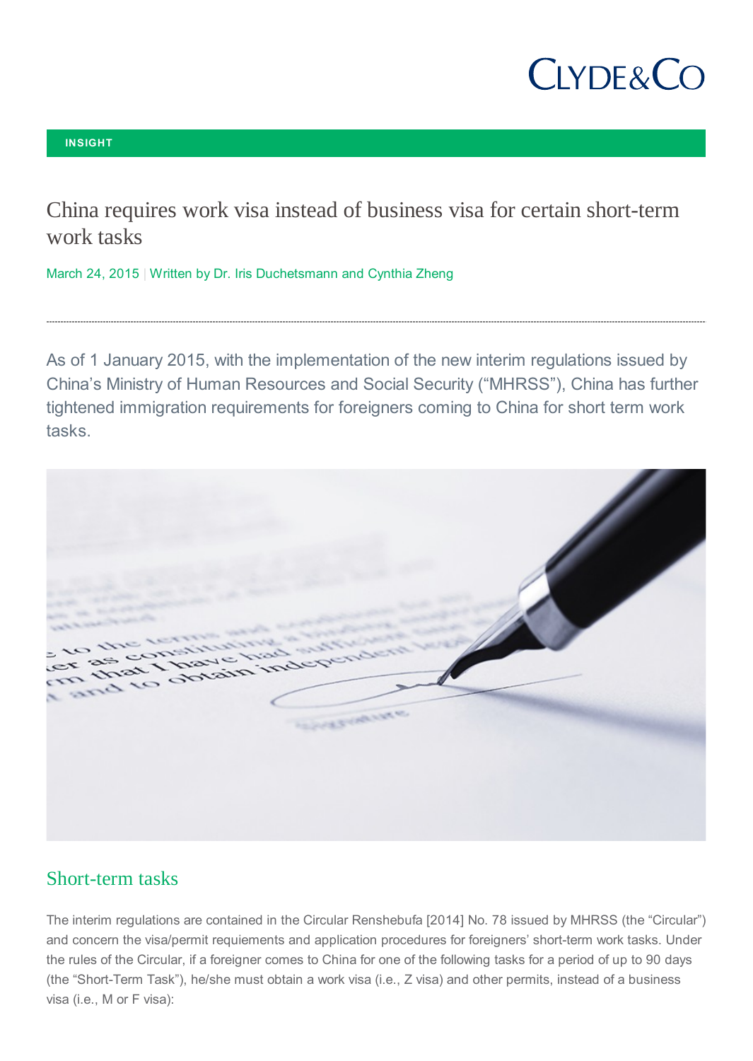INSIGHT

# China requires work visa instead of business visa for certain short-term work tasks

March 24, 2015 | Written by Dr. Iris Duchetsmann and Cynthia Zheng

As of 1 January 2015, with the implementation of the new interim regulations issued by China's Ministry of Human Resources and Social Security ("MHRSS"), China has further tightened immigration requirements for foreigners coming to China for short term work tasks.

## Short-term tasks

The interim regulations are contained in the Circular Renshebufa [2014] No. 78 issued by MHRSS (the "Circular") and concern the visa/permit requiements and application procedures for foreigners' short-term work tasks. Under the rules of the Circular, if a foreigner comes to China for one of the following tasks for a period of up to 90 days (the "Short-Term Task"), he/she must obtain a work visa (i.e., Z visa) and other permits, instead of a business visa (i.e., M or F visa):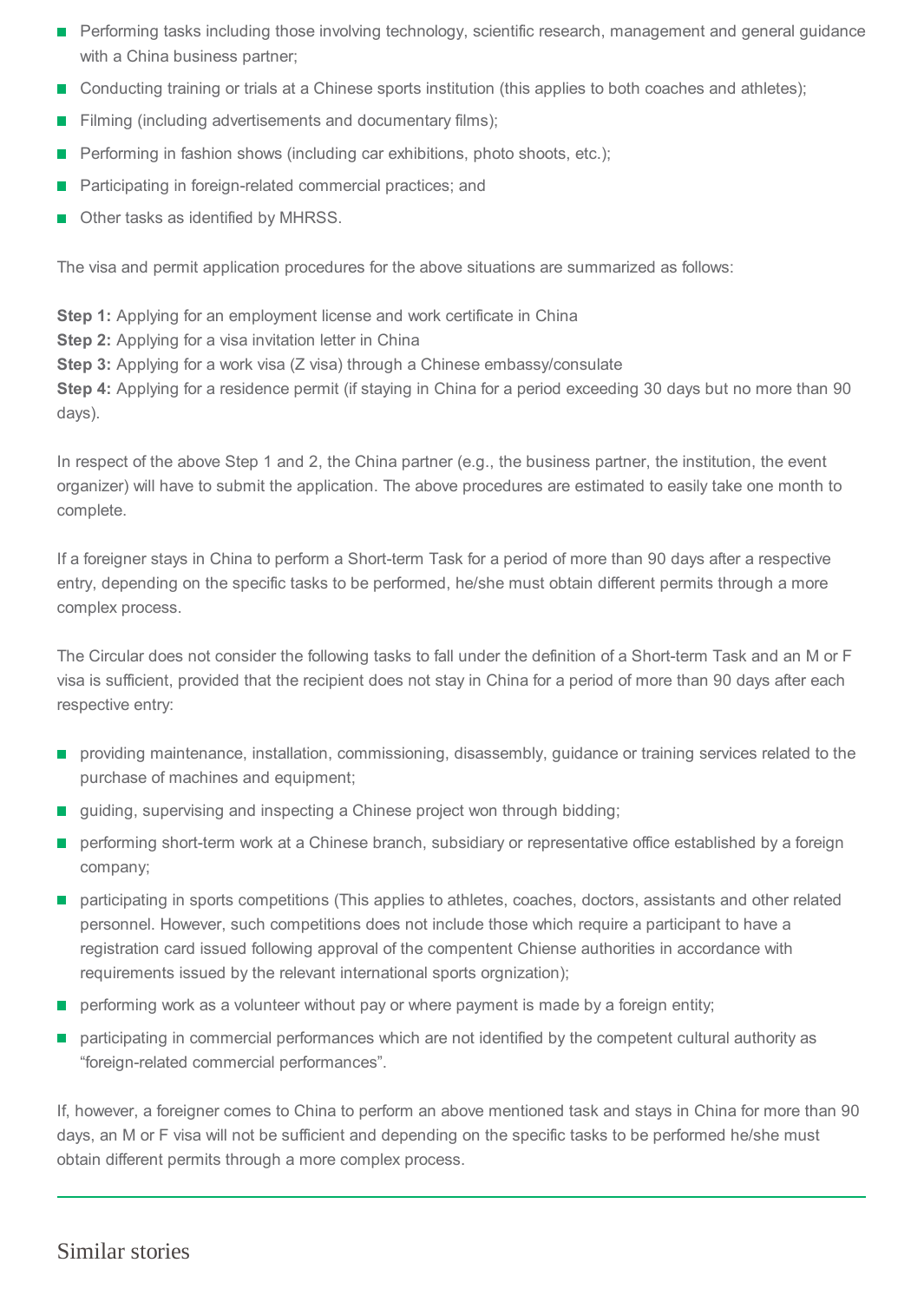- Performing tasks including those involving technology, scientific research, management and general guidance with a China business partner;
- Conducting training or trials at a Chinese sports institution (this applies to both coaches and athletes);
- Filming (including advertisements and documentary films);
- Performing in fashion shows (including car exhibitions, photo shoots, etc.);
- Participating in foreign-related commercial practices; and
- Other tasks as identified by MHRSS.

The visa and permit application procedures for the above situations are summarized as follows:

**Step 1:** Applying for an employment license and work certificate in China
**Step 2:** Applying for a visa invitation letter in China
**Step 3:** Applying for a work visa (Z visa) through a Chinese embassy/consulate
**Step 4:** Applying for a residence permit (if staying in China for a period exceeding 30 days but no more than 90 days).

In respect of the above Step 1 and 2, the China partner (e.g., the business partner, the institution, the event organizer) will have to submit the application. The above procedures are estimated to easily take one month to complete.

If a foreigner stays in China to perform a Short-term Task for a period of more than 90 days after a respective entry, depending on the specific tasks to be performed, he/she must obtain different permits through a more complex process.

The Circular does not consider the following tasks to fall under the definition of a Short-term Task and an M or F visa is sufficient, provided that the recipient does not stay in China for a period of more than 90 days after each respective entry:

- providing maintenance, installation, commissioning, disassembly, guidance or training services related to the purchase of machines and equipment;
- guiding, supervising and inspecting a Chinese project won through bidding;
- performing short-term work at a Chinese branch, subsidiary or representative office established by a foreign company;
- participating in sports competitions (This applies to athletes, coaches, doctors, assistants and other related personnel. However, such competitions does not include those which require a participant to have a registration card issued following approval of the compentent Chiense authorities in accordance with requirements issued by the relevant international sports orgnization);
- performing work as a volunteer without pay or where payment is made by a foreign entity;
- participating in commercial performances which are not identified by the competent cultural authority as "foreign-related commercial performances".

If, however, a foreigner comes to China to perform an above mentioned task and stays in China for more than 90 days, an M or F visa will not be sufficient and depending on the specific tasks to be performed he/she must obtain different permits through a more complex process.

---

## Similar stories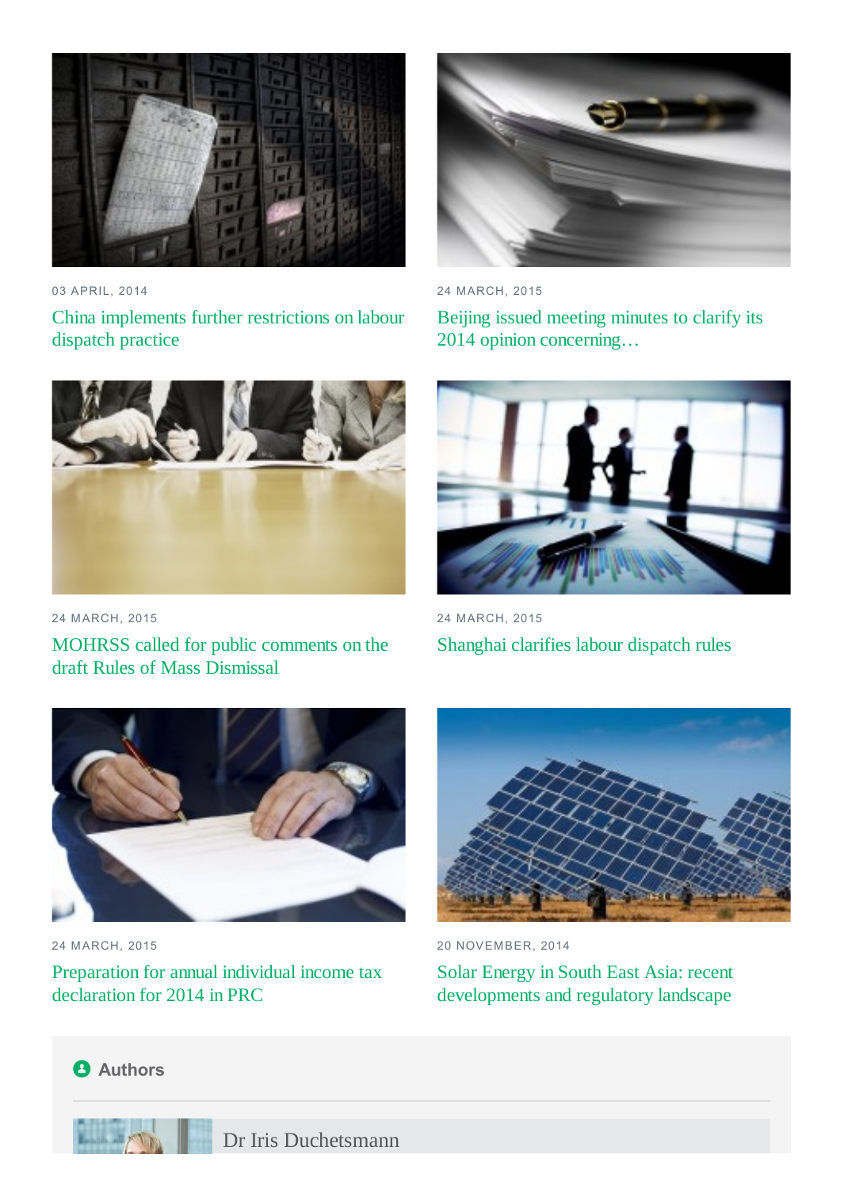03 APRIL, 2014

China implements further restrictions on labour dispatch practice

24 MARCH, 2015

Beijing issued meeting minutes to clarify its 2014 opinion concerning…

24 MARCH, 2015

MOHRSS called for public comments on the draft Rules of Mass Dismissal

24 MARCH, 2015

Shanghai clarifies labour dispatch rules

24 MARCH, 2015

Preparation for annual individual income tax declaration for 2014 in PRC

20 NOVEMBER, 2014

Solar Energy in South East Asia: recent developments and regulatory landscape

## Authors

Dr Iris Duchetsmann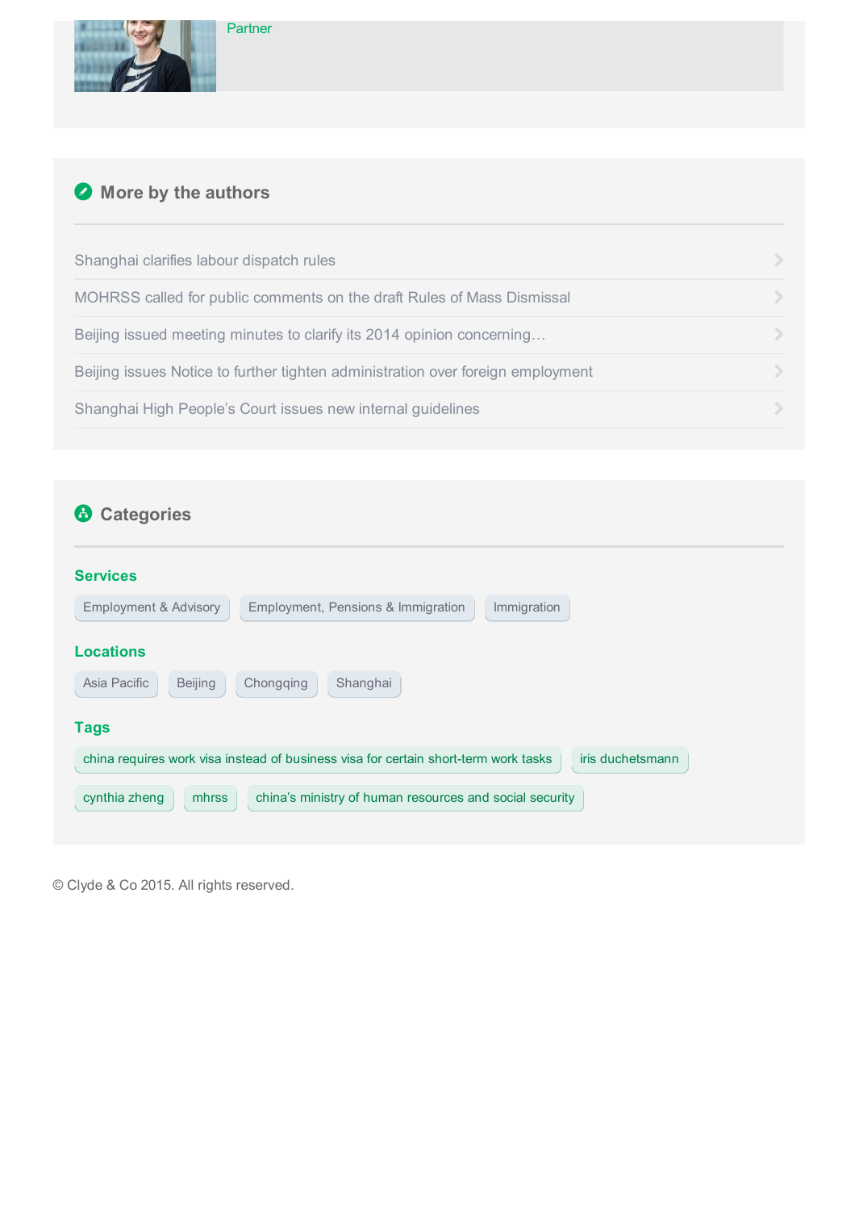Partner

## More by the authors

- Shanghai clarifies labour dispatch rules
- MOHRSS called for public comments on the draft Rules of Mass Dismissal
- Beijing issued meeting minutes to clarify its 2014 opinion concerning…
- Beijing issues Notice to further tighten administration over foreign employment
- Shanghai High People's Court issues new internal guidelines

## Categories

### Services

Employment & Advisory | Employment, Pensions & Immigration | Immigration

### Locations

Asia Pacific | Beijing | Chongqing | Shanghai

### Tags

china requires work visa instead of business visa for certain short-term work tasks | iris duchetsmann | cynthia zheng | mhrss | china's ministry of human resources and social security

© Clyde & Co 2015. All rights reserved.